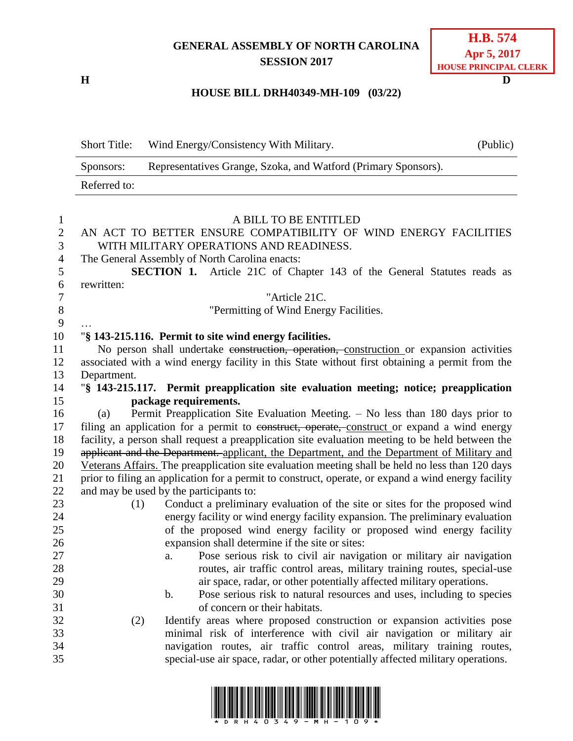GENERAL ASSEMBLY OF NORTH CAROLINA
SESSION 2017

**H.B. 574**
**Apr 5, 2017**
**HOUSE PRINCIPAL CLERK**

H D

**HOUSE BILL DRH40349-MH-109 (03/22)**

| Short Title: | Wind Energy/Consistency With Military. | (Public) |
|---|---|---|
| Sponsors: | Representatives Grange, Szoka, and Watford (Primary Sponsors). | |
| Referred to: | | |

A BILL TO BE ENTITLED

AN ACT TO BETTER ENSURE COMPATIBILITY OF WIND ENERGY FACILITIES WITH MILITARY OPERATIONS AND READINESS.

The General Assembly of North Carolina enacts:

**SECTION 1.** Article 21C of Chapter 143 of the General Statutes reads as rewritten:

"Article 21C.

"Permitting of Wind Energy Facilities.

…

"**§ 143-215.116. Permit to site wind energy facilities.**

No person shall undertake ~~construction, operation,~~ construction or expansion activities associated with a wind energy facility in this State without first obtaining a permit from the Department.

"**§ 143-215.117. Permit preapplication site evaluation meeting; notice; preapplication package requirements.**

(a) Permit Preapplication Site Evaluation Meeting. – No less than 180 days prior to filing an application for a permit to ~~construct, operate,~~ construct or expand a wind energy facility, a person shall request a preapplication site evaluation meeting to be held between the ~~applicant and the Department.~~ applicant, the Department, and the Department of Military and Veterans Affairs. The preapplication site evaluation meeting shall be held no less than 120 days prior to filing an application for a permit to construct, operate, or expand a wind energy facility and may be used by the participants to:

(1) Conduct a preliminary evaluation of the site or sites for the proposed wind energy facility or wind energy facility expansion. The preliminary evaluation of the proposed wind energy facility or proposed wind energy facility expansion shall determine if the site or sites:

a. Pose serious risk to civil air navigation or military air navigation routes, air traffic control areas, military training routes, special-use air space, radar, or other potentially affected military operations.

b. Pose serious risk to natural resources and uses, including to species of concern or their habitats.

(2) Identify areas where proposed construction or expansion activities pose minimal risk of interference with civil air navigation or military air navigation routes, air traffic control areas, military training routes, special-use air space, radar, or other potentially affected military operations.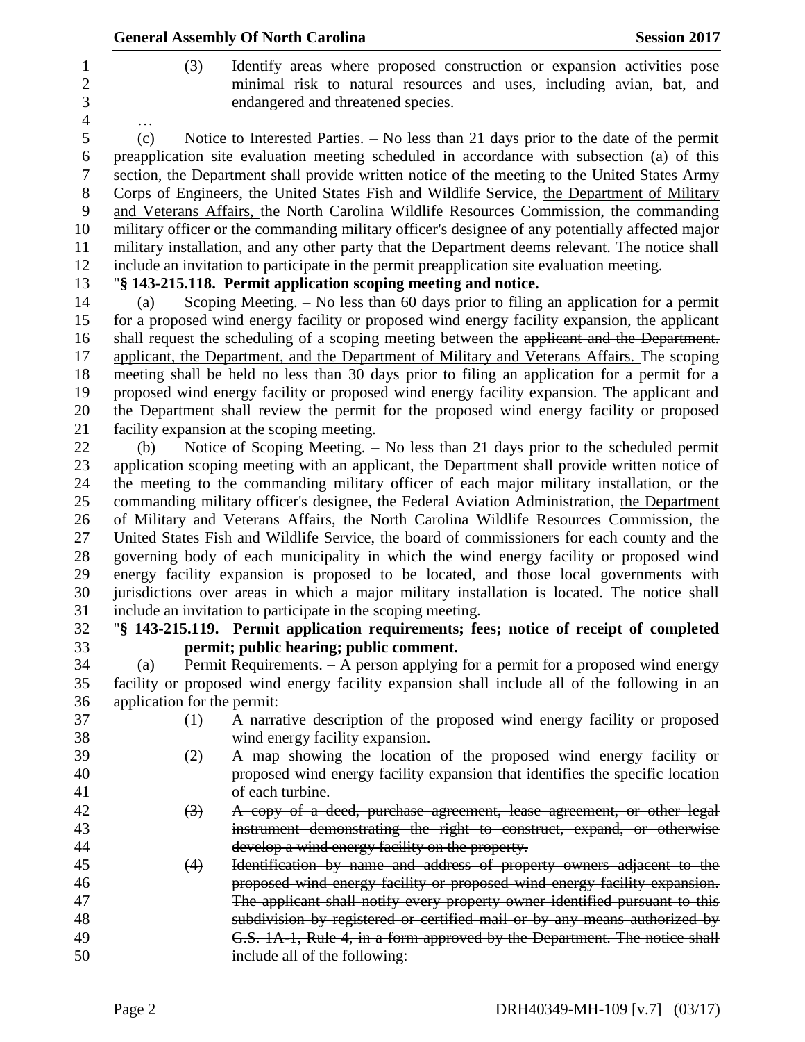(3) Identify areas where proposed construction or expansion activities pose minimal risk to natural resources and uses, including avian, bat, and endangered and threatened species.

…

(c) Notice to Interested Parties. – No less than 21 days prior to the date of the permit preapplication site evaluation meeting scheduled in accordance with subsection (a) of this section, the Department shall provide written notice of the meeting to the United States Army Corps of Engineers, the United States Fish and Wildlife Service, <u>the Department of Military and Veterans Affairs,</u> the North Carolina Wildlife Resources Commission, the commanding military officer or the commanding military officer's designee of any potentially affected major military installation, and any other party that the Department deems relevant. The notice shall include an invitation to participate in the permit preapplication site evaluation meeting.

"**§ 143-215.118. Permit application scoping meeting and notice.**

(a) Scoping Meeting. – No less than 60 days prior to filing an application for a permit for a proposed wind energy facility or proposed wind energy facility expansion, the applicant shall request the scheduling of a scoping meeting between the ~~applicant and the Department.~~ <u>applicant, the Department, and the Department of Military and Veterans Affairs.</u> The scoping meeting shall be held no less than 30 days prior to filing an application for a permit for a proposed wind energy facility or proposed wind energy facility expansion. The applicant and the Department shall review the permit for the proposed wind energy facility or proposed facility expansion at the scoping meeting.

(b) Notice of Scoping Meeting. – No less than 21 days prior to the scheduled permit application scoping meeting with an applicant, the Department shall provide written notice of the meeting to the commanding military officer of each major military installation, or the commanding military officer's designee, the Federal Aviation Administration, <u>the Department of Military and Veterans Affairs,</u> the North Carolina Wildlife Resources Commission, the United States Fish and Wildlife Service, the board of commissioners for each county and the governing body of each municipality in which the wind energy facility or proposed wind energy facility expansion is proposed to be located, and those local governments with jurisdictions over areas in which a major military installation is located. The notice shall include an invitation to participate in the scoping meeting.

"**§ 143-215.119. Permit application requirements; fees; notice of receipt of completed permit; public hearing; public comment.**

(a) Permit Requirements. – A person applying for a permit for a proposed wind energy facility or proposed wind energy facility expansion shall include all of the following in an application for the permit:

(1) A narrative description of the proposed wind energy facility or proposed wind energy facility expansion.

(2) A map showing the location of the proposed wind energy facility or proposed wind energy facility expansion that identifies the specific location of each turbine.

~~(3) A copy of a deed, purchase agreement, lease agreement, or other legal instrument demonstrating the right to construct, expand, or otherwise develop a wind energy facility on the property.~~

~~(4) Identification by name and address of property owners adjacent to the proposed wind energy facility or proposed wind energy facility expansion. The applicant shall notify every property owner identified pursuant to this subdivision by registered or certified mail or by any means authorized by G.S. 1A-1, Rule 4, in a form approved by the Department. The notice shall include all of the following:~~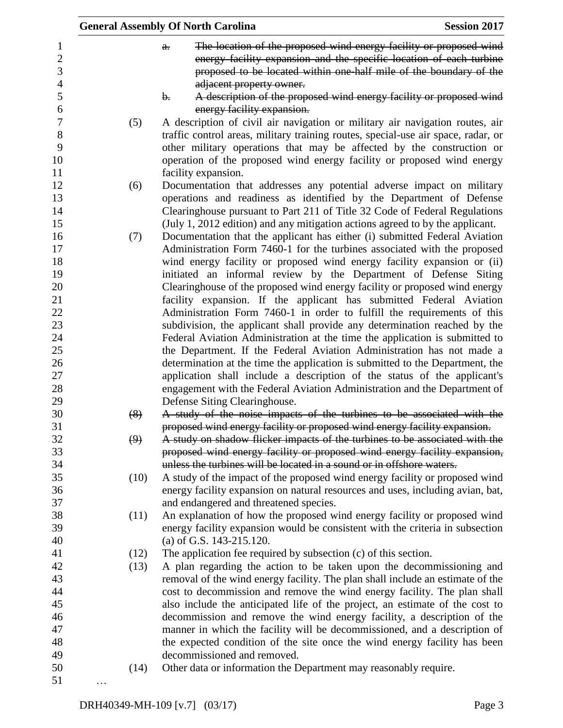a. ~~The location of the proposed wind energy facility or proposed wind energy facility expansion and the specific location of each turbine proposed to be located within one-half mile of the boundary of the adjacent property owner.~~

b. ~~A description of the proposed wind energy facility or proposed wind energy facility expansion.~~

(5) A description of civil air navigation or military air navigation routes, air traffic control areas, military training routes, special-use air space, radar, or other military operations that may be affected by the construction or operation of the proposed wind energy facility or proposed wind energy facility expansion.

(6) Documentation that addresses any potential adverse impact on military operations and readiness as identified by the Department of Defense Clearinghouse pursuant to Part 211 of Title 32 Code of Federal Regulations (July 1, 2012 edition) and any mitigation actions agreed to by the applicant.

(7) Documentation that the applicant has either (i) submitted Federal Aviation Administration Form 7460-1 for the turbines associated with the proposed wind energy facility or proposed wind energy facility expansion or (ii) initiated an informal review by the Department of Defense Siting Clearinghouse of the proposed wind energy facility or proposed wind energy facility expansion. If the applicant has submitted Federal Aviation Administration Form 7460-1 in order to fulfill the requirements of this subdivision, the applicant shall provide any determination reached by the Federal Aviation Administration at the time the application is submitted to the Department. If the Federal Aviation Administration has not made a determination at the time the application is submitted to the Department, the application shall include a description of the status of the applicant's engagement with the Federal Aviation Administration and the Department of Defense Siting Clearinghouse.

~~(8) A study of the noise impacts of the turbines to be associated with the proposed wind energy facility or proposed wind energy facility expansion.~~

~~(9) A study on shadow flicker impacts of the turbines to be associated with the proposed wind energy facility or proposed wind energy facility expansion, unless the turbines will be located in a sound or in offshore waters.~~

(10) A study of the impact of the proposed wind energy facility or proposed wind energy facility expansion on natural resources and uses, including avian, bat, and endangered and threatened species.

(11) An explanation of how the proposed wind energy facility or proposed wind energy facility expansion would be consistent with the criteria in subsection (a) of G.S. 143-215.120.

(12) The application fee required by subsection (c) of this section.

(13) A plan regarding the action to be taken upon the decommissioning and removal of the wind energy facility. The plan shall include an estimate of the cost to decommission and remove the wind energy facility. The plan shall also include the anticipated life of the project, an estimate of the cost to decommission and remove the wind energy facility, a description of the manner in which the facility will be decommissioned, and a description of the expected condition of the site once the wind energy facility has been decommissioned and removed.

(14) Other data or information the Department may reasonably require.

…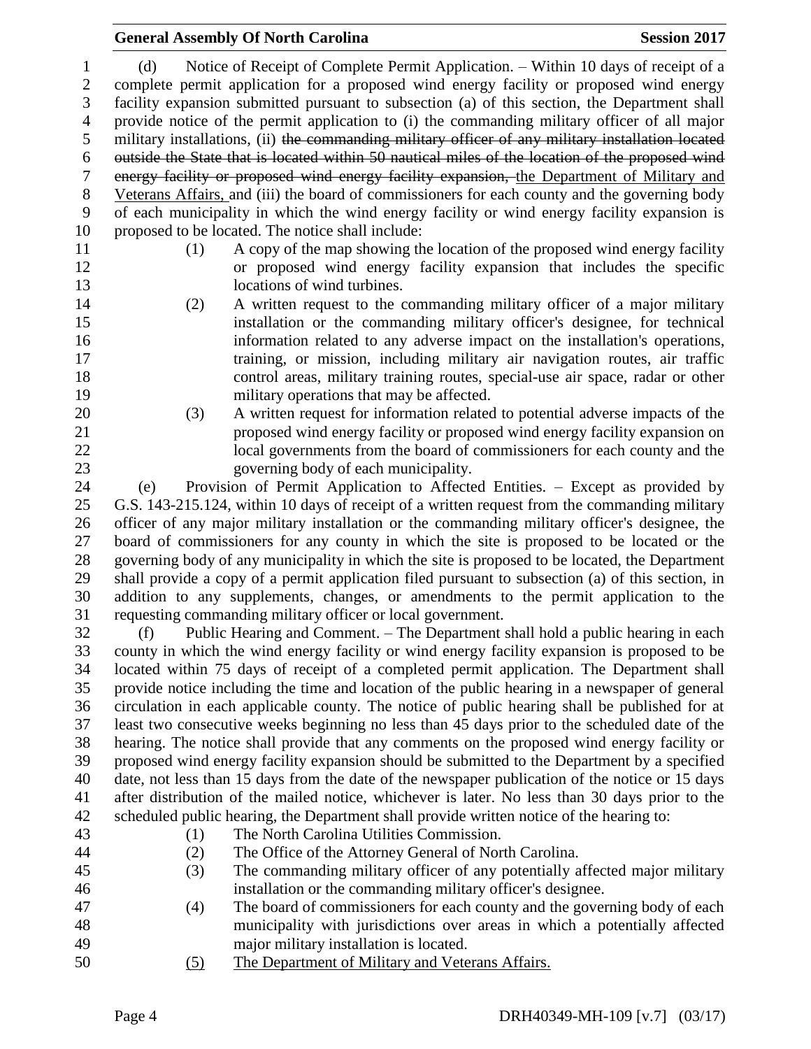(d) Notice of Receipt of Complete Permit Application. – Within 10 days of receipt of a complete permit application for a proposed wind energy facility or proposed wind energy facility expansion submitted pursuant to subsection (a) of this section, the Department shall provide notice of the permit application to (i) the commanding military officer of all major military installations, (ii) ~~the commanding military officer of any military installation located outside the State that is located within 50 nautical miles of the location of the proposed wind energy facility or proposed wind energy facility expansion,~~ the Department of Military and Veterans Affairs, and (iii) the board of commissioners for each county and the governing body of each municipality in which the wind energy facility or wind energy facility expansion is proposed to be located. The notice shall include:

(1) A copy of the map showing the location of the proposed wind energy facility or proposed wind energy facility expansion that includes the specific locations of wind turbines.

(2) A written request to the commanding military officer of a major military installation or the commanding military officer's designee, for technical information related to any adverse impact on the installation's operations, training, or mission, including military air navigation routes, air traffic control areas, military training routes, special-use air space, radar or other military operations that may be affected.

(3) A written request for information related to potential adverse impacts of the proposed wind energy facility or proposed wind energy facility expansion on local governments from the board of commissioners for each county and the governing body of each municipality.

(e) Provision of Permit Application to Affected Entities. – Except as provided by G.S. 143-215.124, within 10 days of receipt of a written request from the commanding military officer of any major military installation or the commanding military officer's designee, the board of commissioners for any county in which the site is proposed to be located or the governing body of any municipality in which the site is proposed to be located, the Department shall provide a copy of a permit application filed pursuant to subsection (a) of this section, in addition to any supplements, changes, or amendments to the permit application to the requesting commanding military officer or local government.

(f) Public Hearing and Comment. – The Department shall hold a public hearing in each county in which the wind energy facility or wind energy facility expansion is proposed to be located within 75 days of receipt of a completed permit application. The Department shall provide notice including the time and location of the public hearing in a newspaper of general circulation in each applicable county. The notice of public hearing shall be published for at least two consecutive weeks beginning no less than 45 days prior to the scheduled date of the hearing. The notice shall provide that any comments on the proposed wind energy facility or proposed wind energy facility expansion should be submitted to the Department by a specified date, not less than 15 days from the date of the newspaper publication of the notice or 15 days after distribution of the mailed notice, whichever is later. No less than 30 days prior to the scheduled public hearing, the Department shall provide written notice of the hearing to:

(1) The North Carolina Utilities Commission.

(2) The Office of the Attorney General of North Carolina.

(3) The commanding military officer of any potentially affected major military installation or the commanding military officer's designee.

(4) The board of commissioners for each county and the governing body of each municipality with jurisdictions over areas in which a potentially affected major military installation is located.

(5) The Department of Military and Veterans Affairs.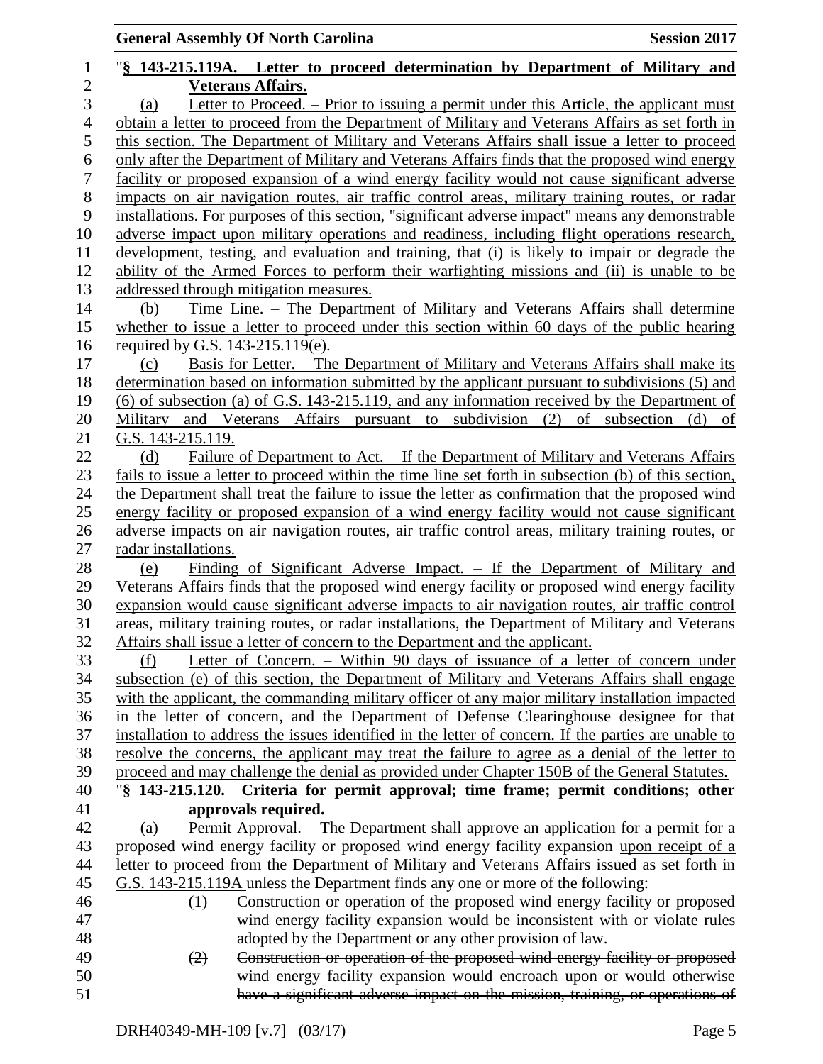"**§ 143-215.119A. Letter to proceed determination by Department of Military and Veterans Affairs.**

(a) Letter to Proceed. – Prior to issuing a permit under this Article, the applicant must obtain a letter to proceed from the Department of Military and Veterans Affairs as set forth in this section. The Department of Military and Veterans Affairs shall issue a letter to proceed only after the Department of Military and Veterans Affairs finds that the proposed wind energy facility or proposed expansion of a wind energy facility would not cause significant adverse impacts on air navigation routes, air traffic control areas, military training routes, or radar installations. For purposes of this section, "significant adverse impact" means any demonstrable adverse impact upon military operations and readiness, including flight operations research, development, testing, and evaluation and training, that (i) is likely to impair or degrade the ability of the Armed Forces to perform their warfighting missions and (ii) is unable to be addressed through mitigation measures.

(b) Time Line. – The Department of Military and Veterans Affairs shall determine whether to issue a letter to proceed under this section within 60 days of the public hearing required by G.S. 143-215.119(e).

(c) Basis for Letter. – The Department of Military and Veterans Affairs shall make its determination based on information submitted by the applicant pursuant to subdivisions (5) and (6) of subsection (a) of G.S. 143-215.119, and any information received by the Department of Military and Veterans Affairs pursuant to subdivision (2) of subsection (d) of G.S. 143-215.119.

(d) Failure of Department to Act. – If the Department of Military and Veterans Affairs fails to issue a letter to proceed within the time line set forth in subsection (b) of this section, the Department shall treat the failure to issue the letter as confirmation that the proposed wind energy facility or proposed expansion of a wind energy facility would not cause significant adverse impacts on air navigation routes, air traffic control areas, military training routes, or radar installations.

(e) Finding of Significant Adverse Impact. – If the Department of Military and Veterans Affairs finds that the proposed wind energy facility or proposed wind energy facility expansion would cause significant adverse impacts to air navigation routes, air traffic control areas, military training routes, or radar installations, the Department of Military and Veterans Affairs shall issue a letter of concern to the Department and the applicant.

(f) Letter of Concern. – Within 90 days of issuance of a letter of concern under subsection (e) of this section, the Department of Military and Veterans Affairs shall engage with the applicant, the commanding military officer of any major military installation impacted in the letter of concern, and the Department of Defense Clearinghouse designee for that installation to address the issues identified in the letter of concern. If the parties are unable to resolve the concerns, the applicant may treat the failure to agree as a denial of the letter to proceed and may challenge the denial as provided under Chapter 150B of the General Statutes.

"**§ 143-215.120. Criteria for permit approval; time frame; permit conditions; other approvals required.**

(a) Permit Approval. – The Department shall approve an application for a permit for a proposed wind energy facility or proposed wind energy facility expansion upon receipt of a letter to proceed from the Department of Military and Veterans Affairs issued as set forth in G.S. 143-215.119A unless the Department finds any one or more of the following:

(1) Construction or operation of the proposed wind energy facility or proposed wind energy facility expansion would be inconsistent with or violate rules adopted by the Department or any other provision of law.

~~(2) Construction or operation of the proposed wind energy facility or proposed wind energy facility expansion would encroach upon or would otherwise have a significant adverse impact on the mission, training, or operations of~~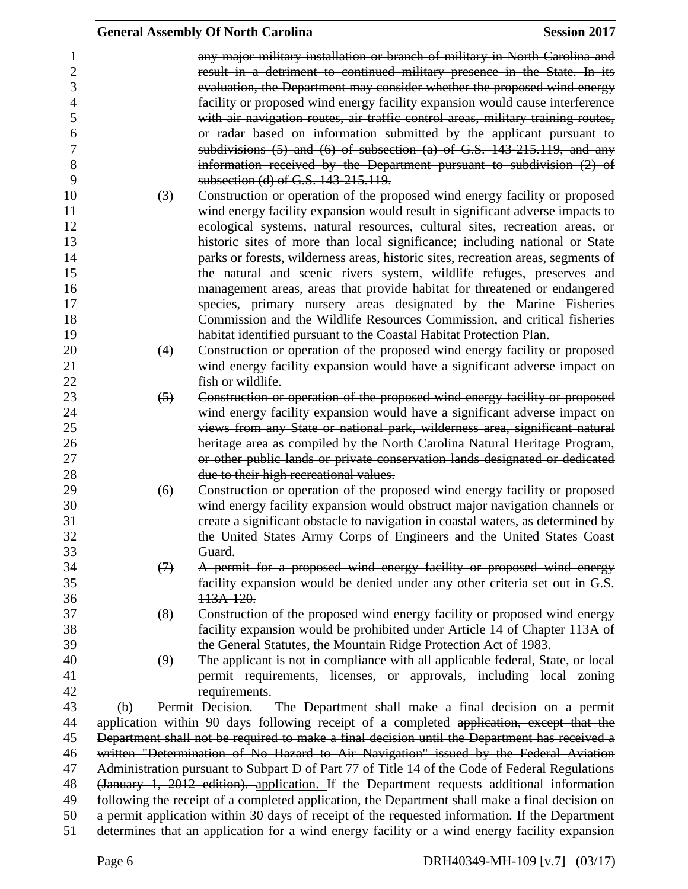~~any major military installation or branch of military in North Carolina and result in a detriment to continued military presence in the State. In its evaluation, the Department may consider whether the proposed wind energy facility or proposed wind energy facility expansion would cause interference with air navigation routes, air traffic control areas, military training routes, or radar based on information submitted by the applicant pursuant to subdivisions (5) and (6) of subsection (a) of G.S. 143-215.119, and any information received by the Department pursuant to subdivision (2) of subsection (d) of G.S. 143-215.119.~~

(3) Construction or operation of the proposed wind energy facility or proposed wind energy facility expansion would result in significant adverse impacts to ecological systems, natural resources, cultural sites, recreation areas, or historic sites of more than local significance; including national or State parks or forests, wilderness areas, historic sites, recreation areas, segments of the natural and scenic rivers system, wildlife refuges, preserves and management areas, areas that provide habitat for threatened or endangered species, primary nursery areas designated by the Marine Fisheries Commission and the Wildlife Resources Commission, and critical fisheries habitat identified pursuant to the Coastal Habitat Protection Plan.

(4) Construction or operation of the proposed wind energy facility or proposed wind energy facility expansion would have a significant adverse impact on fish or wildlife.

~~(5) Construction or operation of the proposed wind energy facility or proposed wind energy facility expansion would have a significant adverse impact on views from any State or national park, wilderness area, significant natural heritage area as compiled by the North Carolina Natural Heritage Program, or other public lands or private conservation lands designated or dedicated due to their high recreational values.~~

(6) Construction or operation of the proposed wind energy facility or proposed wind energy facility expansion would obstruct major navigation channels or create a significant obstacle to navigation in coastal waters, as determined by the United States Army Corps of Engineers and the United States Coast Guard.

~~(7) A permit for a proposed wind energy facility or proposed wind energy facility expansion would be denied under any other criteria set out in G.S. 113A-120.~~

(8) Construction of the proposed wind energy facility or proposed wind energy facility expansion would be prohibited under Article 14 of Chapter 113A of the General Statutes, the Mountain Ridge Protection Act of 1983.

(9) The applicant is not in compliance with all applicable federal, State, or local permit requirements, licenses, or approvals, including local zoning requirements.

(b) Permit Decision. – The Department shall make a final decision on a permit application within 90 days following receipt of a completed ~~application, except that the Department shall not be required to make a final decision until the Department has received a written "Determination of No Hazard to Air Navigation" issued by the Federal Aviation Administration pursuant to Subpart D of Part 77 of Title 14 of the Code of Federal Regulations (January 1, 2012 edition).~~ application. If the Department requests additional information following the receipt of a completed application, the Department shall make a final decision on a permit application within 30 days of receipt of the requested information. If the Department determines that an application for a wind energy facility or a wind energy facility expansion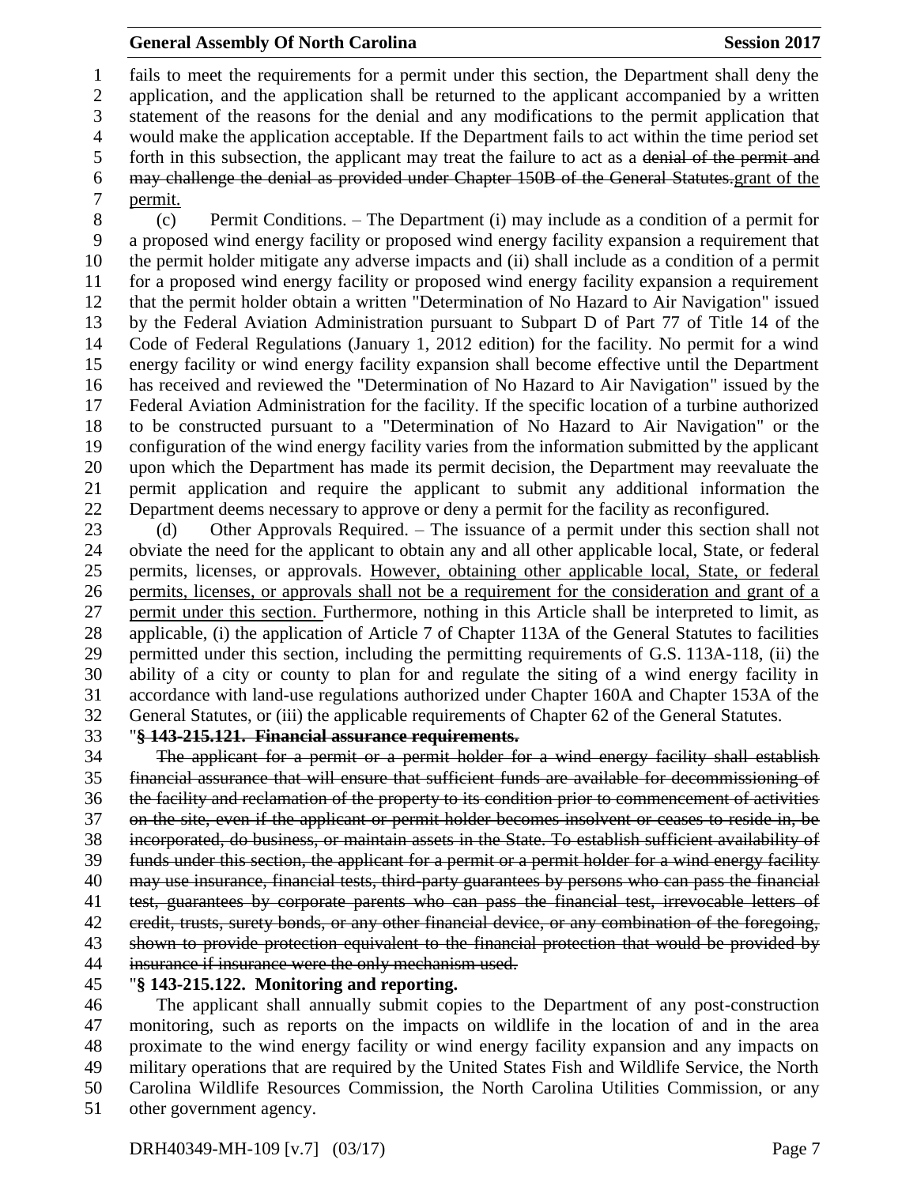fails to meet the requirements for a permit under this section, the Department shall deny the application, and the application shall be returned to the applicant accompanied by a written statement of the reasons for the denial and any modifications to the permit application that would make the application acceptable. If the Department fails to act within the time period set forth in this subsection, the applicant may treat the failure to act as a ~~denial of the permit and may challenge the denial as provided under Chapter 150B of the General Statutes.~~<u>grant of the permit.</u>

(c) Permit Conditions. – The Department (i) may include as a condition of a permit for a proposed wind energy facility or proposed wind energy facility expansion a requirement that the permit holder mitigate any adverse impacts and (ii) shall include as a condition of a permit for a proposed wind energy facility or proposed wind energy facility expansion a requirement that the permit holder obtain a written "Determination of No Hazard to Air Navigation" issued by the Federal Aviation Administration pursuant to Subpart D of Part 77 of Title 14 of the Code of Federal Regulations (January 1, 2012 edition) for the facility. No permit for a wind energy facility or wind energy facility expansion shall become effective until the Department has received and reviewed the "Determination of No Hazard to Air Navigation" issued by the Federal Aviation Administration for the facility. If the specific location of a turbine authorized to be constructed pursuant to a "Determination of No Hazard to Air Navigation" or the configuration of the wind energy facility varies from the information submitted by the applicant upon which the Department has made its permit decision, the Department may reevaluate the permit application and require the applicant to submit any additional information the Department deems necessary to approve or deny a permit for the facility as reconfigured.

(d) Other Approvals Required. – The issuance of a permit under this section shall not obviate the need for the applicant to obtain any and all other applicable local, State, or federal permits, licenses, or approvals. <u>However, obtaining other applicable local, State, or federal permits, licenses, or approvals shall not be a requirement for the consideration and grant of a permit under this section.</u> Furthermore, nothing in this Article shall be interpreted to limit, as applicable, (i) the application of Article 7 of Chapter 113A of the General Statutes to facilities permitted under this section, including the permitting requirements of G.S. 113A-118, (ii) the ability of a city or county to plan for and regulate the siting of a wind energy facility in accordance with land-use regulations authorized under Chapter 160A and Chapter 153A of the General Statutes, or (iii) the applicable requirements of Chapter 62 of the General Statutes.

"~~**§ 143-215.121. Financial assurance requirements.**~~

~~The applicant for a permit or a permit holder for a wind energy facility shall establish financial assurance that will ensure that sufficient funds are available for decommissioning of the facility and reclamation of the property to its condition prior to commencement of activities on the site, even if the applicant or permit holder becomes insolvent or ceases to reside in, be incorporated, do business, or maintain assets in the State. To establish sufficient availability of funds under this section, the applicant for a permit or a permit holder for a wind energy facility may use insurance, financial tests, third-party guarantees by persons who can pass the financial test, guarantees by corporate parents who can pass the financial test, irrevocable letters of credit, trusts, surety bonds, or any other financial device, or any combination of the foregoing, shown to provide protection equivalent to the financial protection that would be provided by insurance if insurance were the only mechanism used.~~

"**§ 143-215.122. Monitoring and reporting.**

The applicant shall annually submit copies to the Department of any post-construction monitoring, such as reports on the impacts on wildlife in the location of and in the area proximate to the wind energy facility or wind energy facility expansion and any impacts on military operations that are required by the United States Fish and Wildlife Service, the North Carolina Wildlife Resources Commission, the North Carolina Utilities Commission, or any other government agency.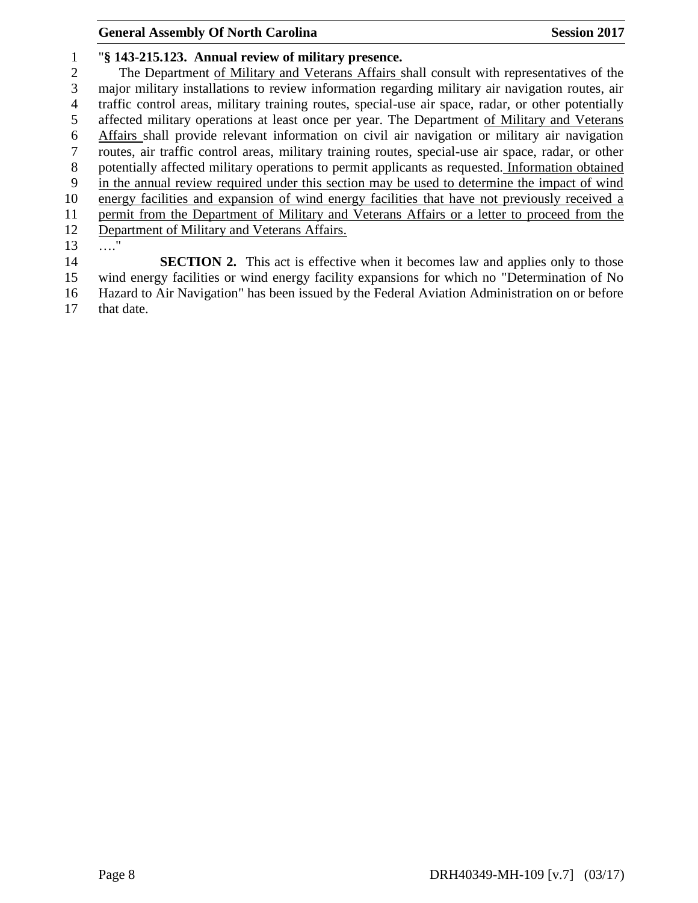"**§ 143-215.123. Annual review of military presence.**

The Department of Military and Veterans Affairs shall consult with representatives of the major military installations to review information regarding military air navigation routes, air traffic control areas, military training routes, special-use air space, radar, or other potentially affected military operations at least once per year. The Department of Military and Veterans Affairs shall provide relevant information on civil air navigation or military air navigation routes, air traffic control areas, military training routes, special-use air space, radar, or other potentially affected military operations to permit applicants as requested. Information obtained in the annual review required under this section may be used to determine the impact of wind energy facilities and expansion of wind energy facilities that have not previously received a permit from the Department of Military and Veterans Affairs or a letter to proceed from the Department of Military and Veterans Affairs.

…."

**SECTION 2.** This act is effective when it becomes law and applies only to those wind energy facilities or wind energy facility expansions for which no "Determination of No Hazard to Air Navigation" has been issued by the Federal Aviation Administration on or before that date.